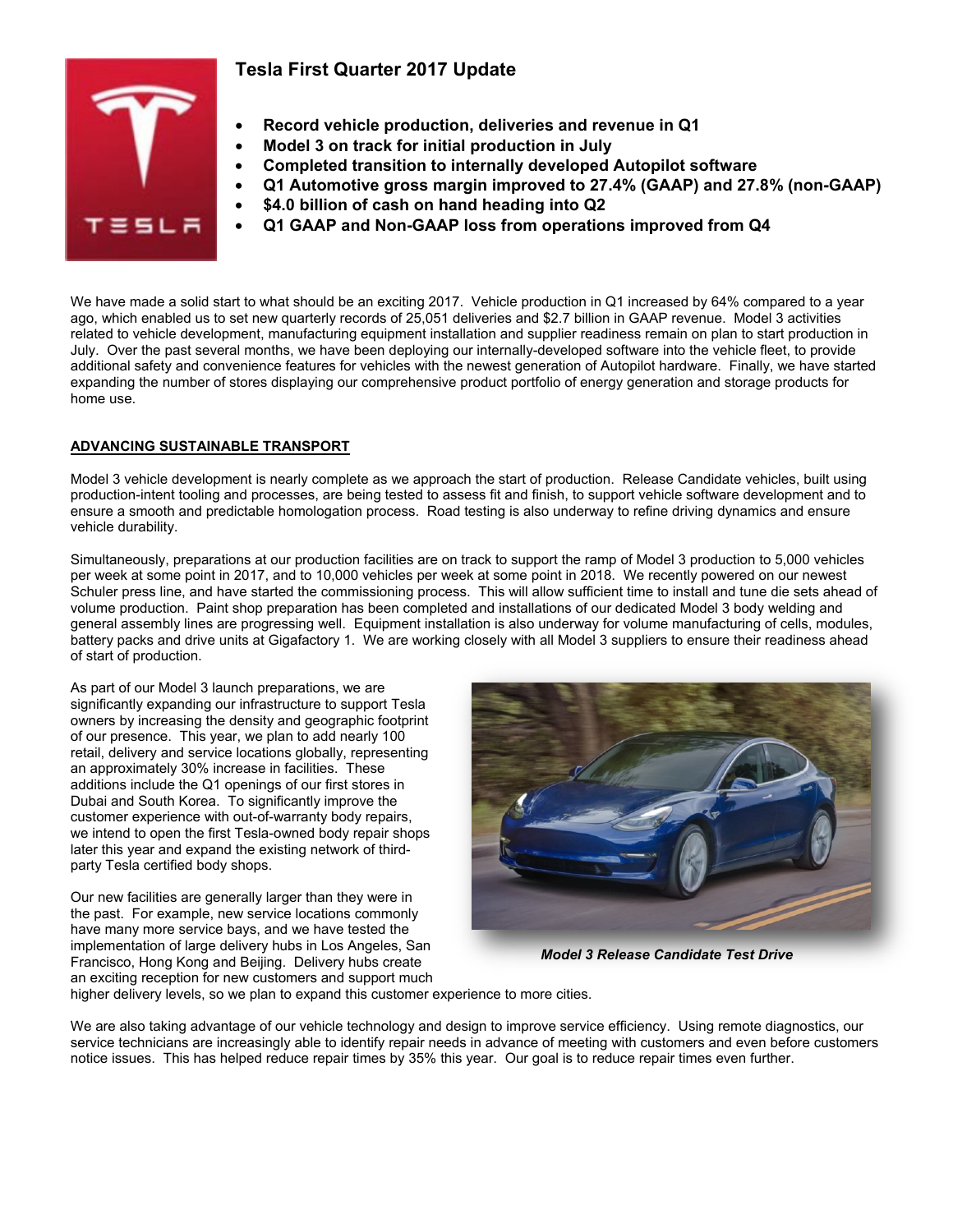# Tesla First Quarter 2017 Update

- **Record vehicle production, deliveries and revenue in Q1**
- **Model 3 on track for initial production in July**
- **Completed transition to internally developed Autopilot software**
- **Q1 Automotive gross margin improved to 27.4% (GAAP) and 27.8% (non-GAAP)**
- **$4.0 billion of cash on hand heading into Q2**
- **Q1 GAAP and Non-GAAP loss from operations improved from Q4**

We have made a solid start to what should be an exciting 2017. Vehicle production in Q1 increased by 64% compared to a year ago, which enabled us to set new quarterly records of 25,051 deliveries and $2.7 billion in GAAP revenue. Model 3 activities related to vehicle development, manufacturing equipment installation and supplier readiness remain on plan to start production in July. Over the past several months, we have been deploying our internally-developed software into the vehicle fleet, to provide additional safety and convenience features for vehicles with the newest generation of Autopilot hardware. Finally, we have started expanding the number of stores displaying our comprehensive product portfolio of energy generation and storage products for home use.

## ADVANCING SUSTAINABLE TRANSPORT

Model 3 vehicle development is nearly complete as we approach the start of production. Release Candidate vehicles, built using production-intent tooling and processes, are being tested to assess fit and finish, to support vehicle software development and to ensure a smooth and predictable homologation process. Road testing is also underway to refine driving dynamics and ensure vehicle durability.

Simultaneously, preparations at our production facilities are on track to support the ramp of Model 3 production to 5,000 vehicles per week at some point in 2017, and to 10,000 vehicles per week at some point in 2018. We recently powered on our newest Schuler press line, and have started the commissioning process. This will allow sufficient time to install and tune die sets ahead of volume production. Paint shop preparation has been completed and installations of our dedicated Model 3 body welding and general assembly lines are progressing well. Equipment installation is also underway for volume manufacturing of cells, modules, battery packs and drive units at Gigafactory 1. We are working closely with all Model 3 suppliers to ensure their readiness ahead of start of production.

As part of our Model 3 launch preparations, we are significantly expanding our infrastructure to support Tesla owners by increasing the density and geographic footprint of our presence. This year, we plan to add nearly 100 retail, delivery and service locations globally, representing an approximately 30% increase in facilities. These additions include the Q1 openings of our first stores in Dubai and South Korea. To significantly improve the customer experience with out-of-warranty body repairs, we intend to open the first Tesla-owned body repair shops later this year and expand the existing network of third-party Tesla certified body shops.

*Model 3 Release Candidate Test Drive*

Our new facilities are generally larger than they were in the past. For example, new service locations commonly have many more service bays, and we have tested the implementation of large delivery hubs in Los Angeles, San Francisco, Hong Kong and Beijing. Delivery hubs create an exciting reception for new customers and support much higher delivery levels, so we plan to expand this customer experience to more cities.

We are also taking advantage of our vehicle technology and design to improve service efficiency. Using remote diagnostics, our service technicians are increasingly able to identify repair needs in advance of meeting with customers and even before customers notice issues. This has helped reduce repair times by 35% this year. Our goal is to reduce repair times even further.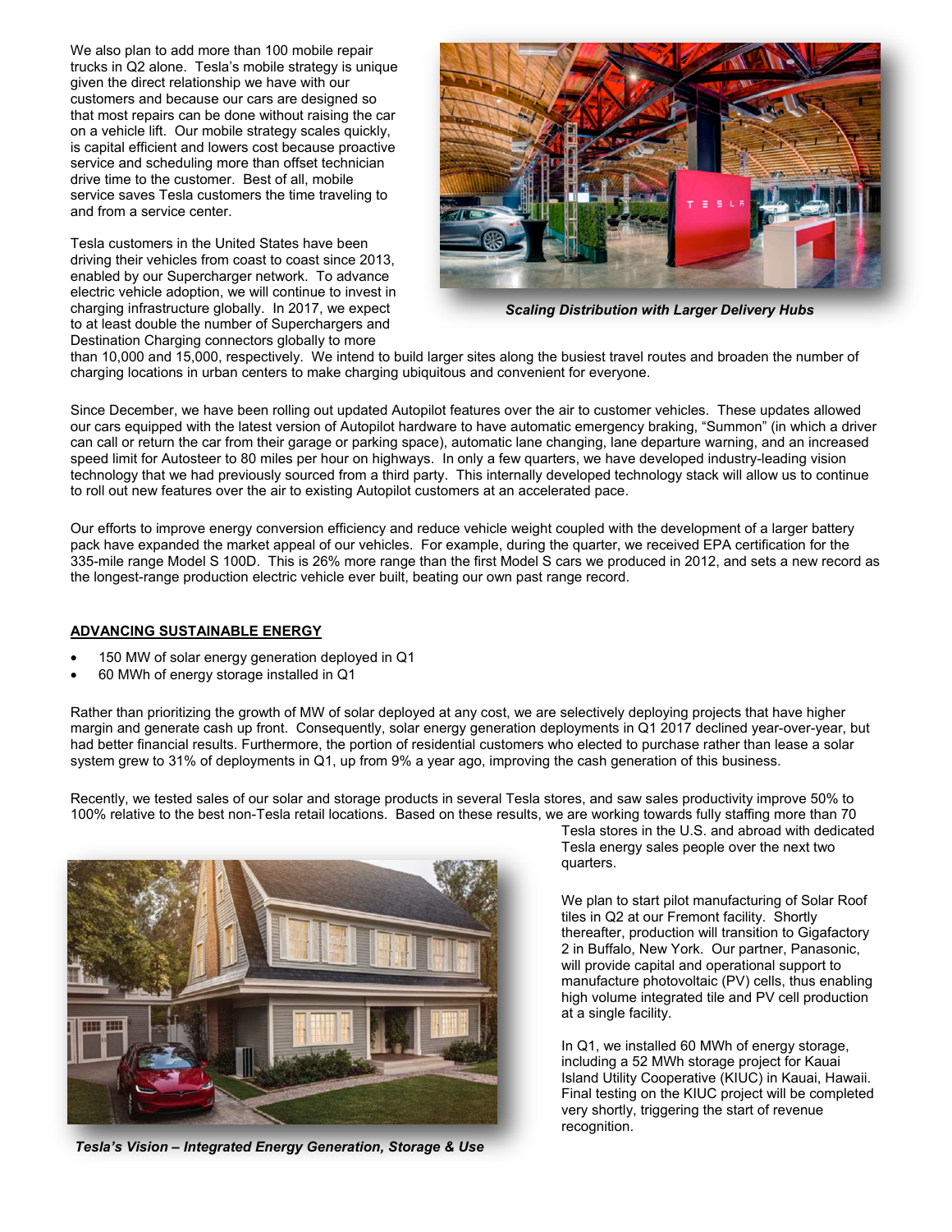We also plan to add more than 100 mobile repair trucks in Q2 alone. Tesla's mobile strategy is unique given the direct relationship we have with our customers and because our cars are designed so that most repairs can be done without raising the car on a vehicle lift. Our mobile strategy scales quickly, is capital efficient and lowers cost because proactive service and scheduling more than offset technician drive time to the customer. Best of all, mobile service saves Tesla customers the time traveling to and from a service center.

***Scaling Distribution with Larger Delivery Hubs***

Tesla customers in the United States have been driving their vehicles from coast to coast since 2013, enabled by our Supercharger network. To advance electric vehicle adoption, we will continue to invest in charging infrastructure globally. In 2017, we expect to at least double the number of Superchargers and Destination Charging connectors globally to more than 10,000 and 15,000, respectively. We intend to build larger sites along the busiest travel routes and broaden the number of charging locations in urban centers to make charging ubiquitous and convenient for everyone.

Since December, we have been rolling out updated Autopilot features over the air to customer vehicles. These updates allowed our cars equipped with the latest version of Autopilot hardware to have automatic emergency braking, "Summon" (in which a driver can call or return the car from their garage or parking space), automatic lane changing, lane departure warning, and an increased speed limit for Autosteer to 80 miles per hour on highways. In only a few quarters, we have developed industry-leading vision technology that we had previously sourced from a third party. This internally developed technology stack will allow us to continue to roll out new features over the air to existing Autopilot customers at an accelerated pace.

Our efforts to improve energy conversion efficiency and reduce vehicle weight coupled with the development of a larger battery pack have expanded the market appeal of our vehicles. For example, during the quarter, we received EPA certification for the 335-mile range Model S 100D. This is 26% more range than the first Model S cars we produced in 2012, and sets a new record as the longest-range production electric vehicle ever built, beating our own past range record.

## ADVANCING SUSTAINABLE ENERGY

- 150 MW of solar energy generation deployed in Q1
- 60 MWh of energy storage installed in Q1

Rather than prioritizing the growth of MW of solar deployed at any cost, we are selectively deploying projects that have higher margin and generate cash up front. Consequently, solar energy generation deployments in Q1 2017 declined year-over-year, but had better financial results. Furthermore, the portion of residential customers who elected to purchase rather than lease a solar system grew to 31% of deployments in Q1, up from 9% a year ago, improving the cash generation of this business.

Recently, we tested sales of our solar and storage products in several Tesla stores, and saw sales productivity improve 50% to 100% relative to the best non-Tesla retail locations. Based on these results, we are working towards fully staffing more than 70 Tesla stores in the U.S. and abroad with dedicated Tesla energy sales people over the next two quarters.

We plan to start pilot manufacturing of Solar Roof tiles in Q2 at our Fremont facility. Shortly thereafter, production will transition to Gigafactory 2 in Buffalo, New York. Our partner, Panasonic, will provide capital and operational support to manufacture photovoltaic (PV) cells, thus enabling high volume integrated tile and PV cell production at a single facility.

In Q1, we installed 60 MWh of energy storage, including a 52 MWh storage project for Kauai Island Utility Cooperative (KIUC) in Kauai, Hawaii. Final testing on the KIUC project will be completed very shortly, triggering the start of revenue recognition.

***Tesla's Vision – Integrated Energy Generation, Storage & Use***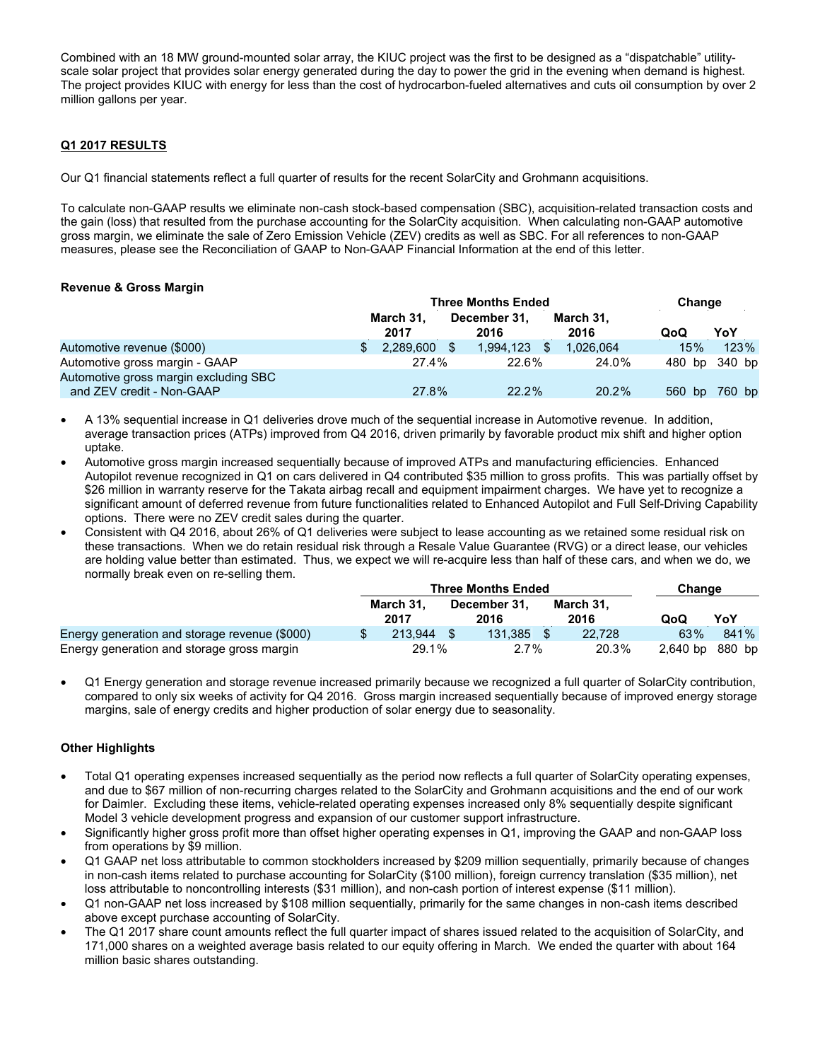Combined with an 18 MW ground-mounted solar array, the KIUC project was the first to be designed as a "dispatchable" utility-scale solar project that provides solar energy generated during the day to power the grid in the evening when demand is highest. The project provides KIUC with energy for less than the cost of hydrocarbon-fueled alternatives and cuts oil consumption by over 2 million gallons per year.

## Q1 2017 RESULTS

Our Q1 financial statements reflect a full quarter of results for the recent SolarCity and Grohmann acquisitions.

To calculate non-GAAP results we eliminate non-cash stock-based compensation (SBC), acquisition-related transaction costs and the gain (loss) that resulted from the purchase accounting for the SolarCity acquisition. When calculating non-GAAP automotive gross margin, we eliminate the sale of Zero Emission Vehicle (ZEV) credits as well as SBC. For all references to non-GAAP measures, please see the Reconciliation of GAAP to Non-GAAP Financial Information at the end of this letter.

### Revenue & Gross Margin

| | Three Months Ended | | | Change | |
|---|---|---|---|---|---|
| | March 31, 2017 | December 31, 2016 | March 31, 2016 | QoQ | YoY |
| Automotive revenue ($000) | $ 2,289,600 | $ 1,994,123 | $ 1,026,064 | 15% | 123% |
| Automotive gross margin - GAAP | 27.4% | 22.6% | 24.0% | 480 bp | 340 bp |
| Automotive gross margin excluding SBC and ZEV credit - Non-GAAP | 27.8% | 22.2% | 20.2% | 560 bp | 760 bp |

- A 13% sequential increase in Q1 deliveries drove much of the sequential increase in Automotive revenue. In addition, average transaction prices (ATPs) improved from Q4 2016, driven primarily by favorable product mix shift and higher option uptake.
- Automotive gross margin increased sequentially because of improved ATPs and manufacturing efficiencies. Enhanced Autopilot revenue recognized in Q1 on cars delivered in Q4 contributed $35 million to gross profits. This was partially offset by $26 million in warranty reserve for the Takata airbag recall and equipment impairment charges. We have yet to recognize a significant amount of deferred revenue from future functionalities related to Enhanced Autopilot and Full Self-Driving Capability options. There were no ZEV credit sales during the quarter.
- Consistent with Q4 2016, about 26% of Q1 deliveries were subject to lease accounting as we retained some residual risk on these transactions. When we do retain residual risk through a Resale Value Guarantee (RVG) or a direct lease, our vehicles are holding value better than estimated. Thus, we expect we will re-acquire less than half of these cars, and when we do, we normally break even on re-selling them.

| | Three Months Ended | | | Change | |
|---|---|---|---|---|---|
| | March 31, 2017 | December 31, 2016 | March 31, 2016 | QoQ | YoY |
| Energy generation and storage revenue ($000) | $ 213,944 | $ 131,385 | $ 22,728 | 63% | 841% |
| Energy generation and storage gross margin | 29.1% | 2.7% | 20.3% | 2,640 bp | 880 bp |

- Q1 Energy generation and storage revenue increased primarily because we recognized a full quarter of SolarCity contribution, compared to only six weeks of activity for Q4 2016. Gross margin increased sequentially because of improved energy storage margins, sale of energy credits and higher production of solar energy due to seasonality.

### Other Highlights

- Total Q1 operating expenses increased sequentially as the period now reflects a full quarter of SolarCity operating expenses, and due to $67 million of non-recurring charges related to the SolarCity and Grohmann acquisitions and the end of our work for Daimler. Excluding these items, vehicle-related operating expenses increased only 8% sequentially despite significant Model 3 vehicle development progress and expansion of our customer support infrastructure.
- Significantly higher gross profit more than offset higher operating expenses in Q1, improving the GAAP and non-GAAP loss from operations by $9 million.
- Q1 GAAP net loss attributable to common stockholders increased by $209 million sequentially, primarily because of changes in non-cash items related to purchase accounting for SolarCity ($100 million), foreign currency translation ($35 million), net loss attributable to noncontrolling interests ($31 million), and non-cash portion of interest expense ($11 million).
- Q1 non-GAAP net loss increased by $108 million sequentially, primarily for the same changes in non-cash items described above except purchase accounting of SolarCity.
- The Q1 2017 share count amounts reflect the full quarter impact of shares issued related to the acquisition of SolarCity, and 171,000 shares on a weighted average basis related to our equity offering in March. We ended the quarter with about 164 million basic shares outstanding.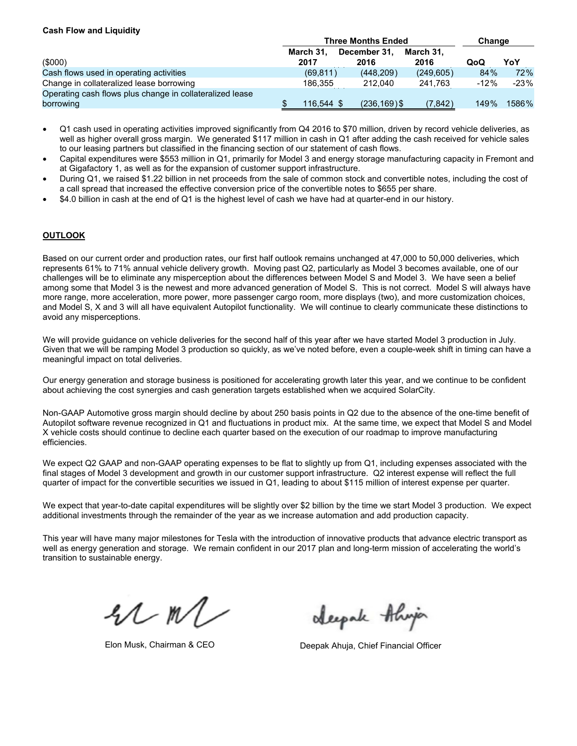**Cash Flow and Liquidity**

| ($000) | Three Months Ended | | | Change | |
|---|---|---|---|---|---|
| | March 31, 2017 | December 31, 2016 | March 31, 2016 | QoQ | YoY |
| Cash flows used in operating activities | (69,811) | (448,209) | (249,605) | 84% | 72% |
| Change in collateralized lease borrowing | 186,355 | 212,040 | 241,763 | -12% | -23% |
| Operating cash flows plus change in collateralized lease borrowing | $ 116,544 | $ (236,169) | $ (7,842) | 149% | 1586% |

- Q1 cash used in operating activities improved significantly from Q4 2016 to $70 million, driven by record vehicle deliveries, as well as higher overall gross margin. We generated $117 million in cash in Q1 after adding the cash received for vehicle sales to our leasing partners but classified in the financing section of our statement of cash flows.
- Capital expenditures were $553 million in Q1, primarily for Model 3 and energy storage manufacturing capacity in Fremont and at Gigafactory 1, as well as for the expansion of customer support infrastructure.
- During Q1, we raised $1.22 billion in net proceeds from the sale of common stock and convertible notes, including the cost of a call spread that increased the effective conversion price of the convertible notes to $655 per share.
- $4.0 billion in cash at the end of Q1 is the highest level of cash we have had at quarter-end in our history.

## OUTLOOK

Based on our current order and production rates, our first half outlook remains unchanged at 47,000 to 50,000 deliveries, which represents 61% to 71% annual vehicle delivery growth. Moving past Q2, particularly as Model 3 becomes available, one of our challenges will be to eliminate any misperception about the differences between Model S and Model 3. We have seen a belief among some that Model 3 is the newest and more advanced generation of Model S. This is not correct. Model S will always have more range, more acceleration, more power, more passenger cargo room, more displays (two), and more customization choices, and Model S, X and 3 will all have equivalent Autopilot functionality. We will continue to clearly communicate these distinctions to avoid any misperceptions.

We will provide guidance on vehicle deliveries for the second half of this year after we have started Model 3 production in July. Given that we will be ramping Model 3 production so quickly, as we've noted before, even a couple-week shift in timing can have a meaningful impact on total deliveries.

Our energy generation and storage business is positioned for accelerating growth later this year, and we continue to be confident about achieving the cost synergies and cash generation targets established when we acquired SolarCity.

Non-GAAP Automotive gross margin should decline by about 250 basis points in Q2 due to the absence of the one-time benefit of Autopilot software revenue recognized in Q1 and fluctuations in product mix. At the same time, we expect that Model S and Model X vehicle costs should continue to decline each quarter based on the execution of our roadmap to improve manufacturing efficiencies.

We expect Q2 GAAP and non-GAAP operating expenses to be flat to slightly up from Q1, including expenses associated with the final stages of Model 3 development and growth in our customer support infrastructure. Q2 interest expense will reflect the full quarter of impact for the convertible securities we issued in Q1, leading to about $115 million of interest expense per quarter.

We expect that year-to-date capital expenditures will be slightly over $2 billion by the time we start Model 3 production. We expect additional investments through the remainder of the year as we increase automation and add production capacity.

This year will have many major milestones for Tesla with the introduction of innovative products that advance electric transport as well as energy generation and storage. We remain confident in our 2017 plan and long-term mission of accelerating the world's transition to sustainable energy.

Elon Musk, Chairman & CEO

Deepak Ahuja, Chief Financial Officer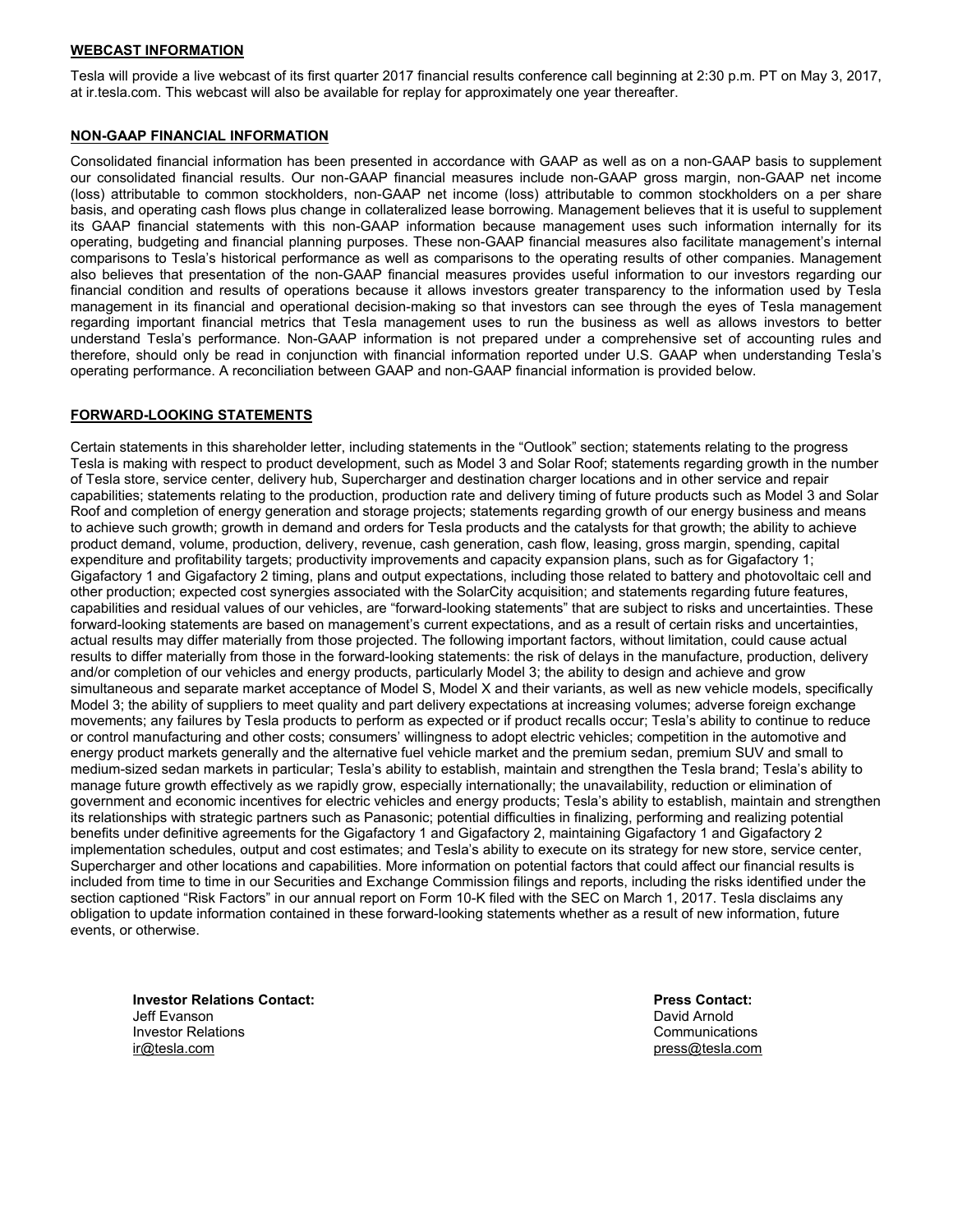## WEBCAST INFORMATION

Tesla will provide a live webcast of its first quarter 2017 financial results conference call beginning at 2:30 p.m. PT on May 3, 2017, at ir.tesla.com. This webcast will also be available for replay for approximately one year thereafter.

## NON-GAAP FINANCIAL INFORMATION

Consolidated financial information has been presented in accordance with GAAP as well as on a non-GAAP basis to supplement our consolidated financial results. Our non-GAAP financial measures include non-GAAP gross margin, non-GAAP net income (loss) attributable to common stockholders, non-GAAP net income (loss) attributable to common stockholders on a per share basis, and operating cash flows plus change in collateralized lease borrowing. Management believes that it is useful to supplement its GAAP financial statements with this non-GAAP information because management uses such information internally for its operating, budgeting and financial planning purposes. These non-GAAP financial measures also facilitate management's internal comparisons to Tesla's historical performance as well as comparisons to the operating results of other companies. Management also believes that presentation of the non-GAAP financial measures provides useful information to our investors regarding our financial condition and results of operations because it allows investors greater transparency to the information used by Tesla management in its financial and operational decision-making so that investors can see through the eyes of Tesla management regarding important financial metrics that Tesla management uses to run the business as well as allows investors to better understand Tesla's performance. Non-GAAP information is not prepared under a comprehensive set of accounting rules and therefore, should only be read in conjunction with financial information reported under U.S. GAAP when understanding Tesla's operating performance. A reconciliation between GAAP and non-GAAP financial information is provided below.

## FORWARD-LOOKING STATEMENTS

Certain statements in this shareholder letter, including statements in the "Outlook" section; statements relating to the progress Tesla is making with respect to product development, such as Model 3 and Solar Roof; statements regarding growth in the number of Tesla store, service center, delivery hub, Supercharger and destination charger locations and in other service and repair capabilities; statements relating to the production, production rate and delivery timing of future products such as Model 3 and Solar Roof and completion of energy generation and storage projects; statements regarding growth of our energy business and means to achieve such growth; growth in demand and orders for Tesla products and the catalysts for that growth; the ability to achieve product demand, volume, production, delivery, revenue, cash generation, cash flow, leasing, gross margin, spending, capital expenditure and profitability targets; productivity improvements and capacity expansion plans, such as for Gigafactory 1; Gigafactory 1 and Gigafactory 2 timing, plans and output expectations, including those related to battery and photovoltaic cell and other production; expected cost synergies associated with the SolarCity acquisition; and statements regarding future features, capabilities and residual values of our vehicles, are "forward-looking statements" that are subject to risks and uncertainties. These forward-looking statements are based on management's current expectations, and as a result of certain risks and uncertainties, actual results may differ materially from those projected. The following important factors, without limitation, could cause actual results to differ materially from those in the forward-looking statements: the risk of delays in the manufacture, production, delivery and/or completion of our vehicles and energy products, particularly Model 3; the ability to design and achieve and grow simultaneous and separate market acceptance of Model S, Model X and their variants, as well as new vehicle models, specifically Model 3; the ability of suppliers to meet quality and part delivery expectations at increasing volumes; adverse foreign exchange movements; any failures by Tesla products to perform as expected or if product recalls occur; Tesla's ability to continue to reduce or control manufacturing and other costs; consumers' willingness to adopt electric vehicles; competition in the automotive and energy product markets generally and the alternative fuel vehicle market and the premium sedan, premium SUV and small to medium-sized sedan markets in particular; Tesla's ability to establish, maintain and strengthen the Tesla brand; Tesla's ability to manage future growth effectively as we rapidly grow, especially internationally; the unavailability, reduction or elimination of government and economic incentives for electric vehicles and energy products; Tesla's ability to establish, maintain and strengthen its relationships with strategic partners such as Panasonic; potential difficulties in finalizing, performing and realizing potential benefits under definitive agreements for the Gigafactory 1 and Gigafactory 2, maintaining Gigafactory 1 and Gigafactory 2 implementation schedules, output and cost estimates; and Tesla's ability to execute on its strategy for new store, service center, Supercharger and other locations and capabilities. More information on potential factors that could affect our financial results is included from time to time in our Securities and Exchange Commission filings and reports, including the risks identified under the section captioned "Risk Factors" in our annual report on Form 10-K filed with the SEC on March 1, 2017. Tesla disclaims any obligation to update information contained in these forward-looking statements whether as a result of new information, future events, or otherwise.

**Investor Relations Contact:**
Jeff Evanson
Investor Relations
ir@tesla.com

**Press Contact:**
David Arnold
Communications
press@tesla.com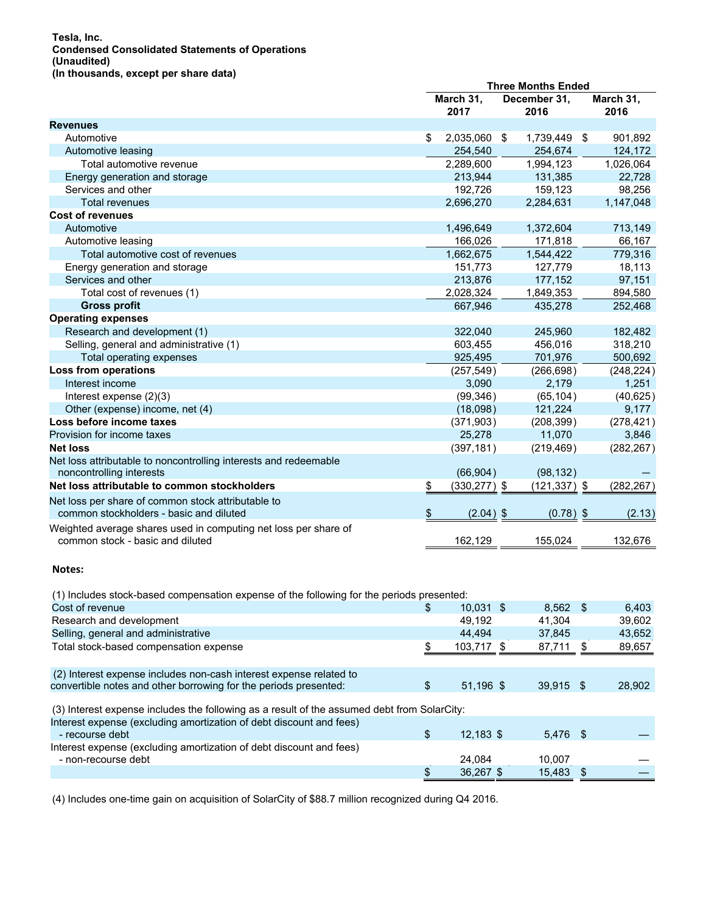**Tesla, Inc.**
**Condensed Consolidated Statements of Operations**
**(Unaudited)**
**(In thousands, except per share data)**

| | Three Months Ended | | |
|---|---|---|---|
| | March 31, 2017 | December 31, 2016 | March 31, 2016 |
| **Revenues** | | | |
| Automotive | $ 2,035,060 | $ 1,739,449 | $ 901,892 |
| Automotive leasing | 254,540 | 254,674 | 124,172 |
| Total automotive revenue | 2,289,600 | 1,994,123 | 1,026,064 |
| Energy generation and storage | 213,944 | 131,385 | 22,728 |
| Services and other | 192,726 | 159,123 | 98,256 |
| Total revenues | 2,696,270 | 2,284,631 | 1,147,048 |
| **Cost of revenues** | | | |
| Automotive | 1,496,649 | 1,372,604 | 713,149 |
| Automotive leasing | 166,026 | 171,818 | 66,167 |
| Total automotive cost of revenues | 1,662,675 | 1,544,422 | 779,316 |
| Energy generation and storage | 151,773 | 127,779 | 18,113 |
| Services and other | 213,876 | 177,152 | 97,151 |
| Total cost of revenues (1) | 2,028,324 | 1,849,353 | 894,580 |
| **Gross profit** | 667,946 | 435,278 | 252,468 |
| **Operating expenses** | | | |
| Research and development (1) | 322,040 | 245,960 | 182,482 |
| Selling, general and administrative (1) | 603,455 | 456,016 | 318,210 |
| Total operating expenses | 925,495 | 701,976 | 500,692 |
| **Loss from operations** | (257,549) | (266,698) | (248,224) |
| Interest income | 3,090 | 2,179 | 1,251 |
| Interest expense (2)(3) | (99,346) | (65,104) | (40,625) |
| Other (expense) income, net (4) | (18,098) | 121,224 | 9,177 |
| **Loss before income taxes** | (371,903) | (208,399) | (278,421) |
| Provision for income taxes | 25,278 | 11,070 | 3,846 |
| **Net loss** | (397,181) | (219,469) | (282,267) |
| Net loss attributable to noncontrolling interests and redeemable noncontrolling interests | (66,904) | (98,132) | — |
| **Net loss attributable to common stockholders** | $ (330,277) | $ (121,337) | $ (282,267) |
| Net loss per share of common stock attributable to common stockholders - basic and diluted | $ (2.04) | $ (0.78) | $ (2.13) |
| Weighted average shares used in computing net loss per share of common stock - basic and diluted | 162,129 | 155,024 | 132,676 |

**Notes:**

| (1) Includes stock-based compensation expense of the following for the periods presented: | | | |
|---|---|---|---|
| Cost of revenue | $ 10,031 | $ 8,562 | $ 6,403 |
| Research and development | 49,192 | 41,304 | 39,602 |
| Selling, general and administrative | 44,494 | 37,845 | 43,652 |
| Total stock-based compensation expense | $ 103,717 | $ 87,711 | $ 89,657 |

| | | | |
|---|---|---|---|
| (2) Interest expense includes non-cash interest expense related to convertible notes and other borrowing for the periods presented: | $ 51,196 | $ 39,915 | $ 28,902 |

| (3) Interest expense includes the following as a result of the assumed debt from SolarCity: | | | |
|---|---|---|---|
| Interest expense (excluding amortization of debt discount and fees) - recourse debt | $ 12,183 | $ 5,476 | $ — |
| Interest expense (excluding amortization of debt discount and fees) - non-recourse debt | 24,084 | 10,007 | — |
| | $ 36,267 | $ 15,483 | $ — |

(4) Includes one-time gain on acquisition of SolarCity of $88.7 million recognized during Q4 2016.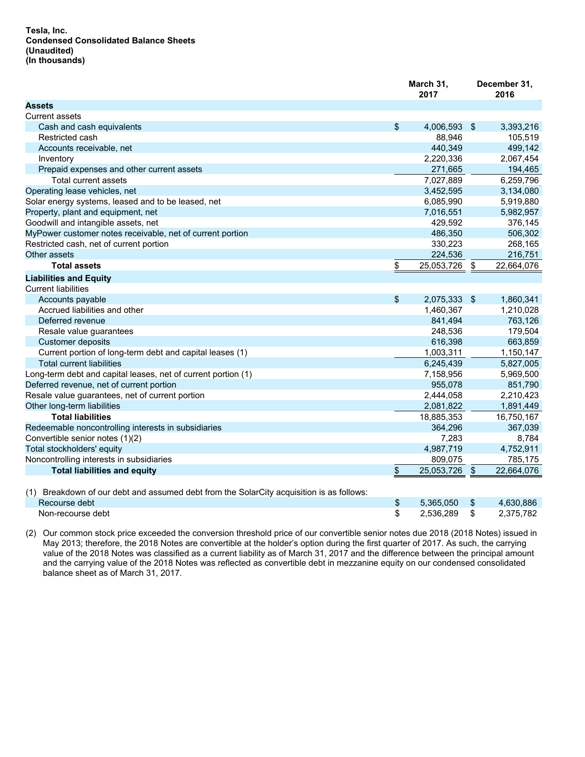**Tesla, Inc.**
**Condensed Consolidated Balance Sheets**
**(Unaudited)**
**(In thousands)**

| | March 31, 2017 | December 31, 2016 |
|---|---|---|
| **Assets** | | |
| Current assets | | |
| Cash and cash equivalents | $ 4,006,593 | $ 3,393,216 |
| Restricted cash | 88,946 | 105,519 |
| Accounts receivable, net | 440,349 | 499,142 |
| Inventory | 2,220,336 | 2,067,454 |
| Prepaid expenses and other current assets | 271,665 | 194,465 |
| Total current assets | 7,027,889 | 6,259,796 |
| Operating lease vehicles, net | 3,452,595 | 3,134,080 |
| Solar energy systems, leased and to be leased, net | 6,085,990 | 5,919,880 |
| Property, plant and equipment, net | 7,016,551 | 5,982,957 |
| Goodwill and intangible assets, net | 429,592 | 376,145 |
| MyPower customer notes receivable, net of current portion | 486,350 | 506,302 |
| Restricted cash, net of current portion | 330,223 | 268,165 |
| Other assets | 224,536 | 216,751 |
| **Total assets** | $ 25,053,726 | $ 22,664,076 |
| **Liabilities and Equity** | | |
| Current liabilities | | |
| Accounts payable | $ 2,075,333 | $ 1,860,341 |
| Accrued liabilities and other | 1,460,367 | 1,210,028 |
| Deferred revenue | 841,494 | 763,126 |
| Resale value guarantees | 248,536 | 179,504 |
| Customer deposits | 616,398 | 663,859 |
| Current portion of long-term debt and capital leases (1) | 1,003,311 | 1,150,147 |
| Total current liabilities | 6,245,439 | 5,827,005 |
| Long-term debt and capital leases, net of current portion (1) | 7,158,956 | 5,969,500 |
| Deferred revenue, net of current portion | 955,078 | 851,790 |
| Resale value guarantees, net of current portion | 2,444,058 | 2,210,423 |
| Other long-term liabilities | 2,081,822 | 1,891,449 |
| **Total liabilities** | 18,885,353 | 16,750,167 |
| Redeemable noncontrolling interests in subsidiaries | 364,296 | 367,039 |
| Convertible senior notes (1)(2) | 7,283 | 8,784 |
| Total stockholders' equity | 4,987,719 | 4,752,911 |
| Noncontrolling interests in subsidiaries | 809,075 | 785,175 |
| **Total liabilities and equity** | $ 25,053,726 | $ 22,664,076 |

(1) Breakdown of our debt and assumed debt from the SolarCity acquisition is as follows:

| | March 31, 2017 | December 31, 2016 |
|---|---|---|
| Recourse debt | $ 5,365,050 | $ 4,630,886 |
| Non-recourse debt | $ 2,536,289 | $ 2,375,782 |

(2) Our common stock price exceeded the conversion threshold price of our convertible senior notes due 2018 (2018 Notes) issued in May 2013; therefore, the 2018 Notes are convertible at the holder's option during the first quarter of 2017. As such, the carrying value of the 2018 Notes was classified as a current liability as of March 31, 2017 and the difference between the principal amount and the carrying value of the 2018 Notes was reflected as convertible debt in mezzanine equity on our condensed consolidated balance sheet as of March 31, 2017.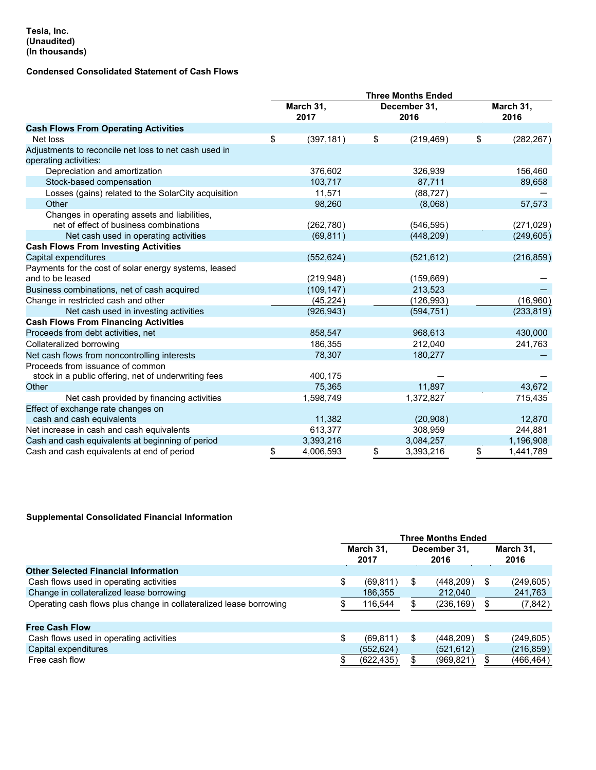**Tesla, Inc.**
**(Unaudited)**
**(In thousands)**

**Condensed Consolidated Statement of Cash Flows**

| | Three Months Ended | | |
|---|---|---|---|
| | March 31, 2017 | December 31, 2016 | March 31, 2016 |
| **Cash Flows From Operating Activities** | | | |
| Net loss | $ (397,181) | $ (219,469) | $ (282,267) |
| Adjustments to reconcile net loss to net cash used in operating activities: | | | |
| Depreciation and amortization | 376,602 | 326,939 | 156,460 |
| Stock-based compensation | 103,717 | 87,711 | 89,658 |
| Losses (gains) related to the SolarCity acquisition | 11,571 | (88,727) | — |
| Other | 98,260 | (8,068) | 57,573 |
| Changes in operating assets and liabilities, net of effect of business combinations | (262,780) | (546,595) | (271,029) |
| Net cash used in operating activities | (69,811) | (448,209) | (249,605) |
| **Cash Flows From Investing Activities** | | | |
| Capital expenditures | (552,624) | (521,612) | (216,859) |
| Payments for the cost of solar energy systems, leased and to be leased | (219,948) | (159,669) | — |
| Business combinations, net of cash acquired | (109,147) | 213,523 | — |
| Change in restricted cash and other | (45,224) | (126,993) | (16,960) |
| Net cash used in investing activities | (926,943) | (594,751) | (233,819) |
| **Cash Flows From Financing Activities** | | | |
| Proceeds from debt activities, net | 858,547 | 968,613 | 430,000 |
| Collateralized borrowing | 186,355 | 212,040 | 241,763 |
| Net cash flows from noncontrolling interests | 78,307 | 180,277 | — |
| Proceeds from issuance of common stock in a public offering, net of underwriting fees | 400,175 | — | — |
| Other | 75,365 | 11,897 | 43,672 |
| Net cash provided by financing activities | 1,598,749 | 1,372,827 | 715,435 |
| Effect of exchange rate changes on cash and cash equivalents | 11,382 | (20,908) | 12,870 |
| Net increase in cash and cash equivalents | 613,377 | 308,959 | 244,881 |
| Cash and cash equivalents at beginning of period | 3,393,216 | 3,084,257 | 1,196,908 |
| Cash and cash equivalents at end of period | $ 4,006,593 | $ 3,393,216 | $ 1,441,789 |

**Supplemental Consolidated Financial Information**

| | Three Months Ended | | |
|---|---|---|---|
| | March 31, 2017 | December 31, 2016 | March 31, 2016 |
| **Other Selected Financial Information** | | | |
| Cash flows used in operating activities | $ (69,811) | $ (448,209) | $ (249,605) |
| Change in collateralized lease borrowing | 186,355 | 212,040 | 241,763 |
| Operating cash flows plus change in collateralized lease borrowing | $ 116,544 | $ (236,169) | $ (7,842) |
| **Free Cash Flow** | | | |
| Cash flows used in operating activities | $ (69,811) | $ (448,209) | $ (249,605) |
| Capital expenditures | (552,624) | (521,612) | (216,859) |
| Free cash flow | $ (622,435) | $ (969,821) | $ (466,464) |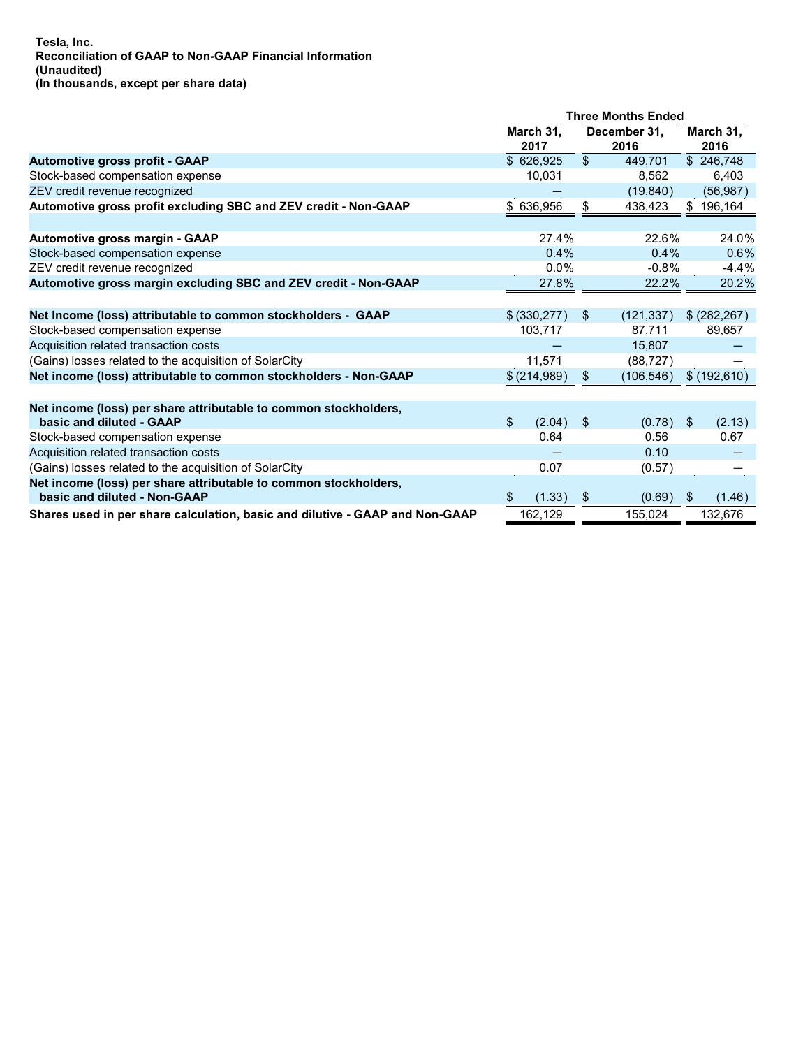**Tesla, Inc.**
**Reconciliation of GAAP to Non-GAAP Financial Information**
**(Unaudited)**
**(In thousands, except per share data)**

| | Three Months Ended | | |
|---|---|---|---|
| | March 31, 2017 | December 31, 2016 | March 31, 2016 |
| **Automotive gross profit - GAAP** | $ 626,925 | $ 449,701 | $ 246,748 |
| Stock-based compensation expense | 10,031 | 8,562 | 6,403 |
| ZEV credit revenue recognized | — | (19,840) | (56,987) |
| **Automotive gross profit excluding SBC and ZEV credit - Non-GAAP** | $ 636,956 | $ 438,423 | $ 196,164 |
| | | | |
| **Automotive gross margin - GAAP** | 27.4% | 22.6% | 24.0% |
| Stock-based compensation expense | 0.4% | 0.4% | 0.6% |
| ZEV credit revenue recognized | 0.0% | -0.8% | -4.4% |
| **Automotive gross margin excluding SBC and ZEV credit - Non-GAAP** | 27.8% | 22.2% | 20.2% |
| | | | |
| **Net Income (loss) attributable to common stockholders - GAAP** | $ (330,277) | $ (121,337) | $ (282,267) |
| Stock-based compensation expense | 103,717 | 87,711 | 89,657 |
| Acquisition related transaction costs | — | 15,807 | — |
| (Gains) losses related to the acquisition of SolarCity | 11,571 | (88,727) | — |
| **Net income (loss) attributable to common stockholders - Non-GAAP** | $ (214,989) | $ (106,546) | $ (192,610) |
| | | | |
| **Net income (loss) per share attributable to common stockholders, basic and diluted - GAAP** | $ (2.04) | $ (0.78) | $ (2.13) |
| Stock-based compensation expense | 0.64 | 0.56 | 0.67 |
| Acquisition related transaction costs | — | 0.10 | — |
| (Gains) losses related to the acquisition of SolarCity | 0.07 | (0.57) | — |
| **Net income (loss) per share attributable to common stockholders, basic and diluted - Non-GAAP** | $ (1.33) | $ (0.69) | $ (1.46) |
| **Shares used in per share calculation, basic and dilutive - GAAP and Non-GAAP** | 162,129 | 155,024 | 132,676 |